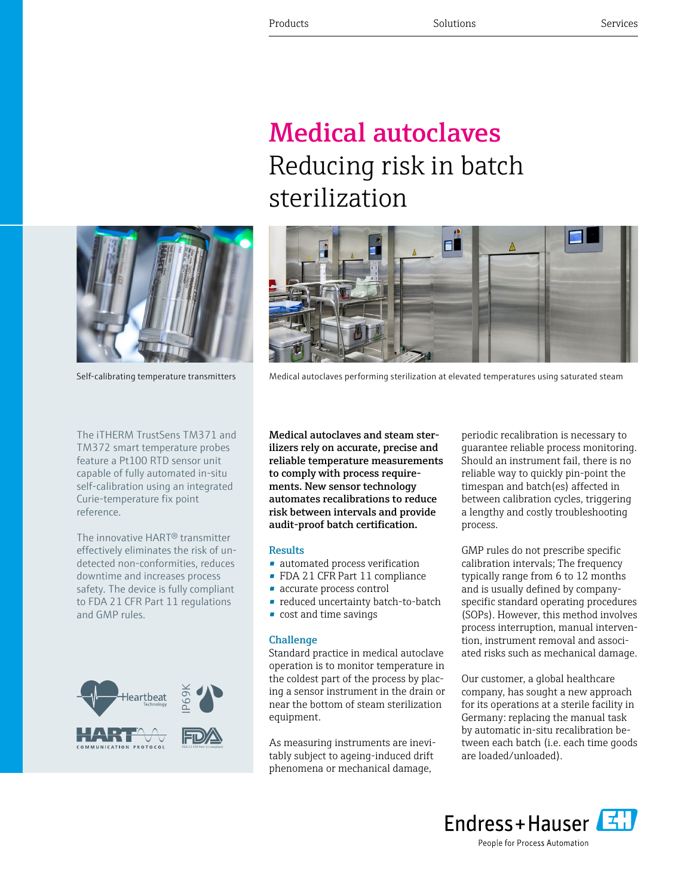Products    Solutions    Services

# Medical autoclaves

## Reducing risk in batch sterilization

Self-calibrating temperature transmitters

Medical autoclaves performing sterilization at elevated temperatures using saturated steam

The iTHERM TrustSens TM371 and TM372 smart temperature probes feature a Pt100 RTD sensor unit capable of fully automated in-situ self-calibration using an integrated Curie-temperature fix point reference.

The innovative HART® transmitter effectively eliminates the risk of undetected non-conformities, reduces downtime and increases process safety. The device is fully compliant to FDA 21 CFR Part 11 regulations and GMP rules.

**Medical autoclaves and steam sterilizers rely on accurate, precise and reliable temperature measurements to comply with process requirements. New sensor technology automates recalibrations to reduce risk between intervals and provide audit-proof batch certification.**

### Results

- automated process verification
- FDA 21 CFR Part 11 compliance
- accurate process control
- reduced uncertainty batch-to-batch
- cost and time savings

### Challenge

Standard practice in medical autoclave operation is to monitor temperature in the coldest part of the process by placing a sensor instrument in the drain or near the bottom of steam sterilization equipment.

As measuring instruments are inevitably subject to ageing-induced drift phenomena or mechanical damage, periodic recalibration is necessary to guarantee reliable process monitoring. Should an instrument fail, there is no reliable way to quickly pin-point the timespan and batch(es) affected in between calibration cycles, triggering a lengthy and costly troubleshooting process.

GMP rules do not prescribe specific calibration intervals; The frequency typically range from 6 to 12 months and is usually defined by company-specific standard operating procedures (SOPs). However, this method involves process interruption, manual intervention, instrument removal and associated risks such as mechanical damage.

Our customer, a global healthcare company, has sought a new approach for its operations at a sterile facility in Germany: replacing the manual task by automatic in-situ recalibration between each batch (i.e. each time goods are loaded/unloaded).

Endress+Hauser
People for Process Automation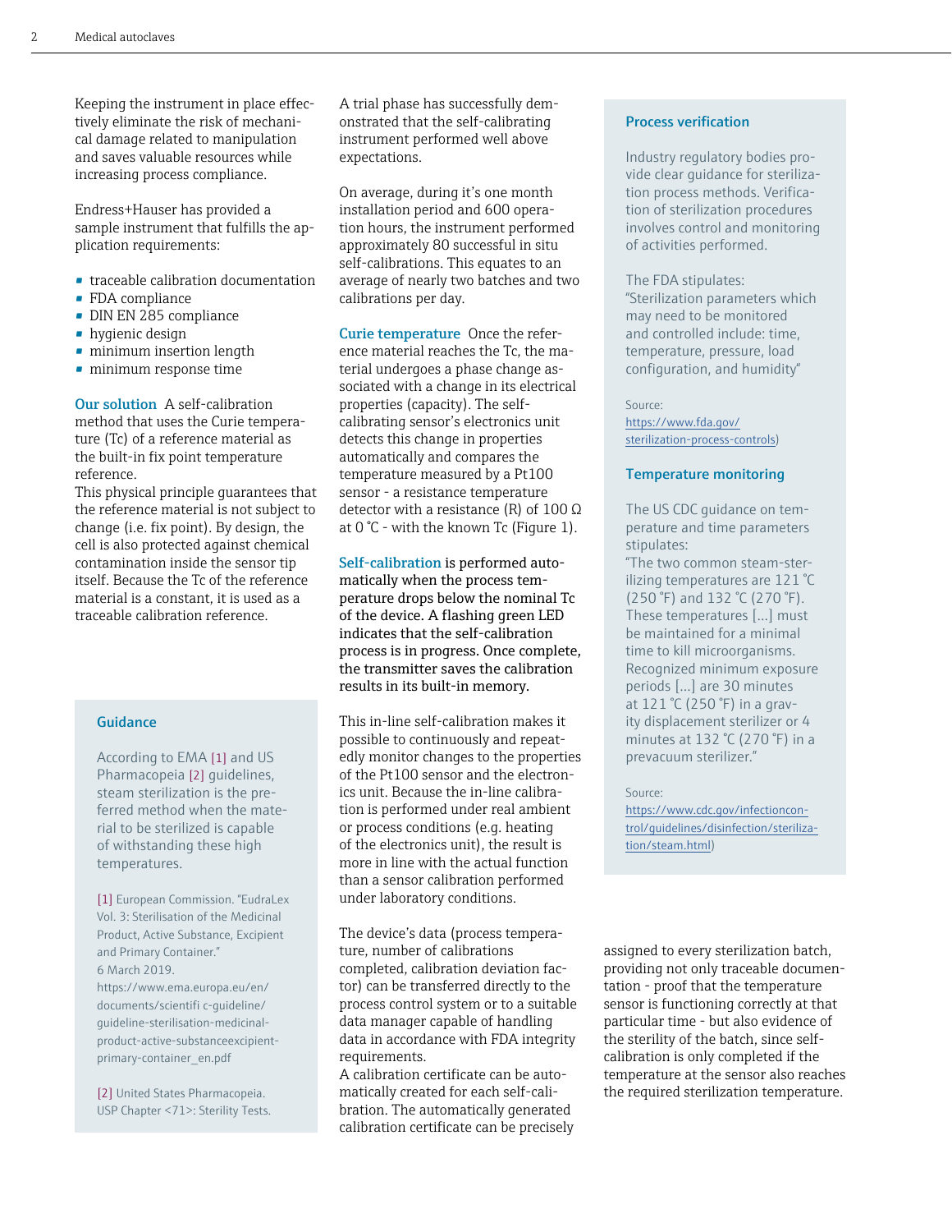Keeping the instrument in place effectively eliminate the risk of mechanical damage related to manipulation and saves valuable resources while increasing process compliance.

Endress+Hauser has provided a sample instrument that fulfills the application requirements:

- traceable calibration documentation
- FDA compliance
- DIN EN 285 compliance
- hygienic design
- minimum insertion length
- minimum response time

**Our solution** A self-calibration method that uses the Curie temperature (Tc) of a reference material as the built-in fix point temperature reference.
This physical principle guarantees that the reference material is not subject to change (i.e. fix point). By design, the cell is also protected against chemical contamination inside the sensor tip itself. Because the Tc of the reference material is a constant, it is used as a traceable calibration reference.

### Guidance

According to EMA [1] and US Pharmacopeia [2] guidelines, steam sterilization is the preferred method when the material to be sterilized is capable of withstanding these high temperatures.

[1] European Commission. "EudraLex Vol. 3: Sterilisation of the Medicinal Product, Active Substance, Excipient and Primary Container." 6 March 2019. https://www.ema.europa.eu/en/documents/scientifi c-guideline/guideline-sterilisation-medicinal-product-active-substanceexcipient-primary-container_en.pdf

[2] United States Pharmacopeia. USP Chapter <71>: Sterility Tests.

A trial phase has successfully demonstrated that the self-calibrating instrument performed well above expectations.

On average, during it's one month installation period and 600 operation hours, the instrument performed approximately 80 successful in situ self-calibrations. This equates to an average of nearly two batches and two calibrations per day.

**Curie temperature** Once the reference material reaches the Tc, the material undergoes a phase change associated with a change in its electrical properties (capacity). The self-calibrating sensor's electronics unit detects this change in properties automatically and compares the temperature measured by a Pt100 sensor - a resistance temperature detector with a resistance (R) of 100 Ω at 0 °C - with the known Tc (Figure 1).

**Self-calibration** is performed automatically when the process temperature drops below the nominal Tc of the device. A flashing green LED indicates that the self-calibration process is in progress. Once complete, the transmitter saves the calibration results in its built-in memory.

This in-line self-calibration makes it possible to continuously and repeatedly monitor changes to the properties of the Pt100 sensor and the electronics unit. Because the in-line calibration is performed under real ambient or process conditions (e.g. heating of the electronics unit), the result is more in line with the actual function than a sensor calibration performed under laboratory conditions.

The device's data (process temperature, number of calibrations completed, calibration deviation factor) can be transferred directly to the process control system or to a suitable data manager capable of handling data in accordance with FDA integrity requirements.
A calibration certificate can be automatically created for each self-calibration. The automatically generated calibration certificate can be precisely assigned to every sterilization batch, providing not only traceable documentation - proof that the temperature sensor is functioning correctly at that particular time - but also evidence of the sterility of the batch, since self-calibration is only completed if the temperature at the sensor also reaches the required sterilization temperature.

### Process verification

Industry regulatory bodies provide clear guidance for sterilization process methods. Verification of sterilization procedures involves control and monitoring of activities performed.

The FDA stipulates:
"Sterilization parameters which may need to be monitored and controlled include: time, temperature, pressure, load configuration, and humidity"

Source:
https://www.fda.gov/sterilization-process-controls)

### Temperature monitoring

The US CDC guidance on temperature and time parameters stipulates:
"The two common steam-sterilizing temperatures are 121 °C (250 °F) and 132 °C (270 °F). These temperatures [...] must be maintained for a minimal time to kill microorganisms. Recognized minimum exposure periods [...] are 30 minutes at 121 °C (250 °F) in a gravity displacement sterilizer or 4 minutes at 132 °C (270 °F) in a prevacuum sterilizer."

Source:
https://www.cdc.gov/infectioncontrol/guidelines/disinfection/sterilization/steam.html)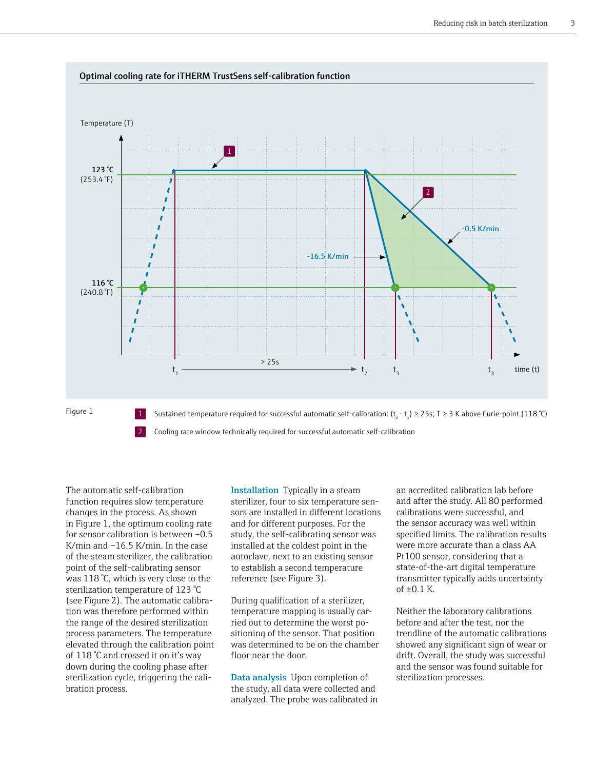**Optimal cooling rate for iTHERM TrustSens self-calibration function**

Temperature (T)

123 °C (253.4 °F)

116 °C (240.8 °F)

-0.5 K/min

-16.5 K/min

> 25s

$t_1$ $t_2$ $t_3$ $t_3$ time (t)

Figure 1

1 Sustained temperature required for successful automatic self-calibration: $(t_2 - t_1) \geq 25s$; $T \geq 3$ K above Curie-point (118 °C)

2 Cooling rate window technically required for successful automatic self-calibration

The automatic self-calibration function requires slow temperature changes in the process. As shown in Figure 1, the optimum cooling rate for sensor calibration is between −0.5 K/min and −16.5 K/min. In the case of the steam sterilizer, the calibration point of the self-calibrating sensor was 118 °C, which is very close to the sterilization temperature of 123 °C (see Figure 2). The automatic calibration was therefore performed within the range of the desired sterilization process parameters. The temperature elevated through the calibration point of 118 °C and crossed it on it's way down during the cooling phase after sterilization cycle, triggering the calibration process.

**Installation** Typically in a steam sterilizer, four to six temperature sensors are installed in different locations and for different purposes. For the study, the self-calibrating sensor was installed at the coldest point in the autoclave, next to an existing sensor to establish a second temperature reference (see Figure 3).

During qualification of a sterilizer, temperature mapping is usually carried out to determine the worst positioning of the sensor. That position was determined to be on the chamber floor near the door.

**Data analysis** Upon completion of the study, all data were collected and analyzed. The probe was calibrated in an accredited calibration lab before and after the study. All 80 performed calibrations were successful, and the sensor accuracy was well within specified limits. The calibration results were more accurate than a class AA Pt100 sensor, considering that a state-of-the-art digital temperature transmitter typically adds uncertainty of ±0.1 K.

Neither the laboratory calibrations before and after the test, nor the trendline of the automatic calibrations showed any significant sign of wear or drift. Overall, the study was successful and the sensor was found suitable for sterilization processes.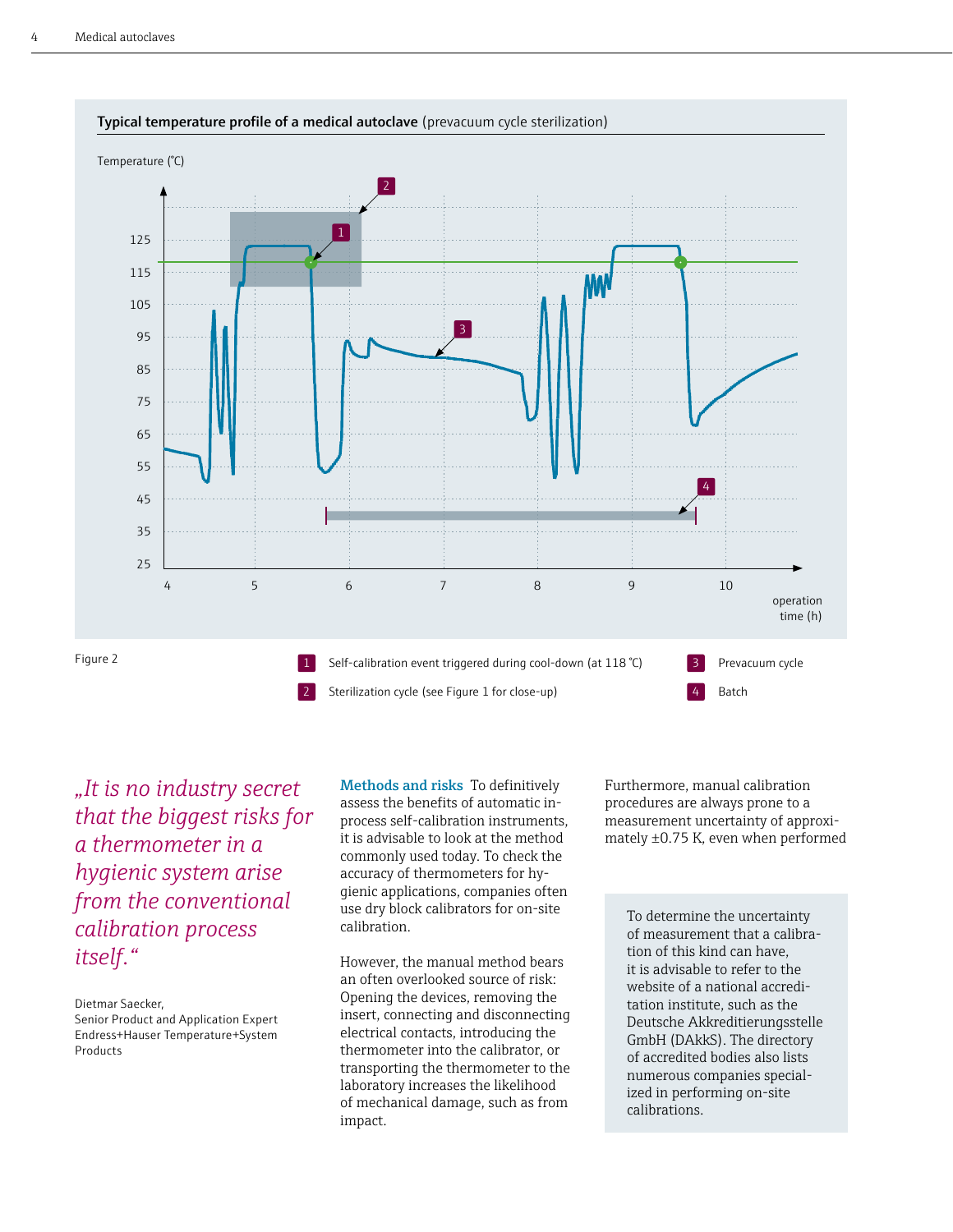**Typical temperature profile of a medical autoclave** (prevacuum cycle sterilization)

Figure 2

1. Self-calibration event triggered during cool-down (at 118 °C)
2. Sterilization cycle (see Figure 1 for close-up)
3. Prevacuum cycle
4. Batch

*„It is no industry secret that the biggest risks for a thermometer in a hygienic system arise from the conventional calibration process itself.“*

Dietmar Saecker,
Senior Product and Application Expert
Endress+Hauser Temperature+System Products

**Methods and risks** To definitively assess the benefits of automatic in-process self-calibration instruments, it is advisable to look at the method commonly used today. To check the accuracy of thermometers for hygienic applications, companies often use dry block calibrators for on-site calibration.

However, the manual method bears an often overlooked source of risk: Opening the devices, removing the insert, connecting and disconnecting electrical contacts, introducing the thermometer into the calibrator, or transporting the thermometer to the laboratory increases the likelihood of mechanical damage, such as from impact.

Furthermore, manual calibration procedures are always prone to a measurement uncertainty of approximately ±0.75 K, even when performed

To determine the uncertainty of measurement that a calibration of this kind can have, it is advisable to refer to the website of a national accreditation institute, such as the Deutsche Akkreditierungsstelle GmbH (DAkkS). The directory of accredited bodies also lists numerous companies specialized in performing on-site calibrations.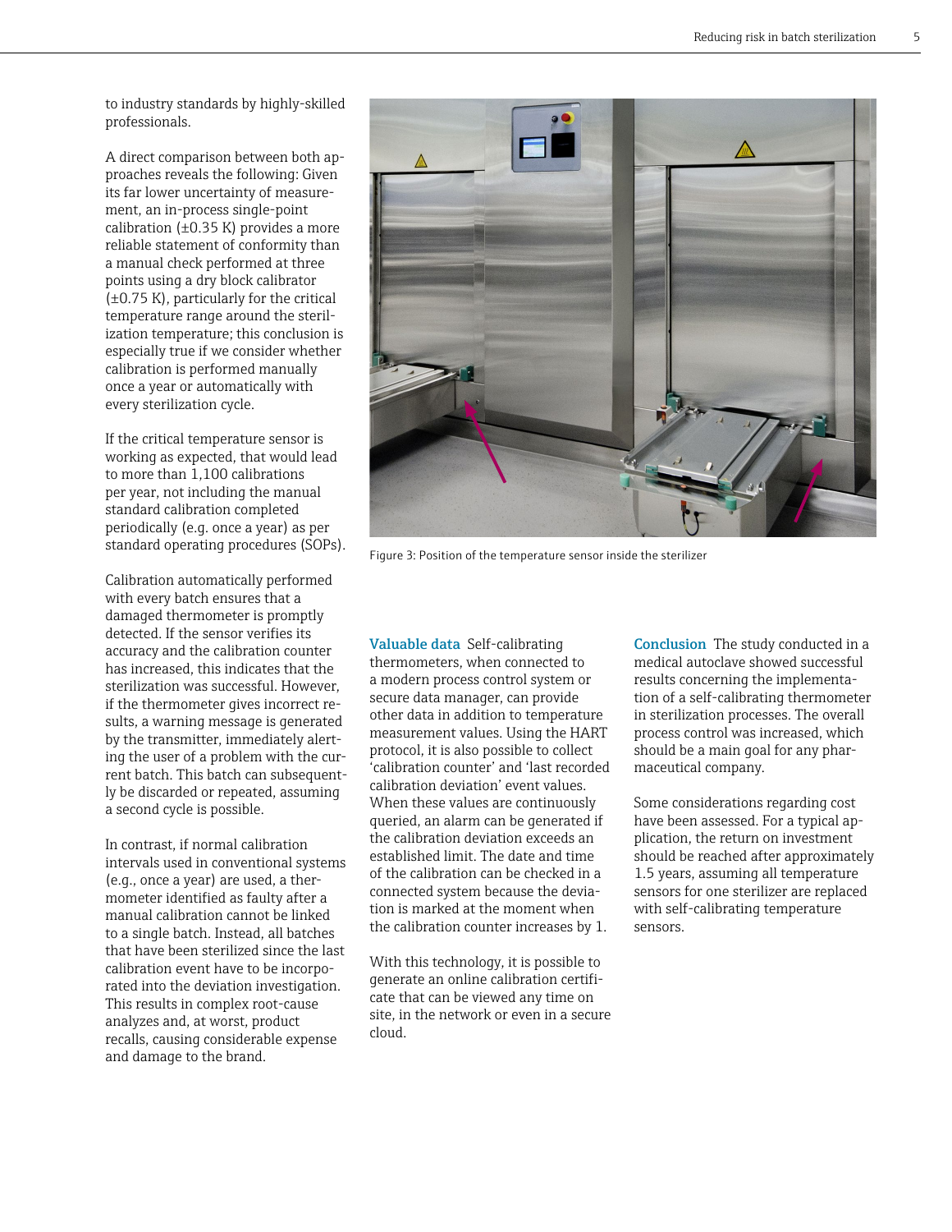to industry standards by highly-skilled professionals.

A direct comparison between both approaches reveals the following: Given its far lower uncertainty of measurement, an in-process single-point calibration (±0.35 K) provides a more reliable statement of conformity than a manual check performed at three points using a dry block calibrator (±0.75 K), particularly for the critical temperature range around the sterilization temperature; this conclusion is especially true if we consider whether calibration is performed manually once a year or automatically with every sterilization cycle.

If the critical temperature sensor is working as expected, that would lead to more than 1,100 calibrations per year, not including the manual standard calibration completed periodically (e.g. once a year) as per standard operating procedures (SOPs).

Calibration automatically performed with every batch ensures that a damaged thermometer is promptly detected. If the sensor verifies its accuracy and the calibration counter has increased, this indicates that the sterilization was successful. However, if the thermometer gives incorrect results, a warning message is generated by the transmitter, immediately alerting the user of a problem with the current batch. This batch can subsequently be discarded or repeated, assuming a second cycle is possible.

In contrast, if normal calibration intervals used in conventional systems (e.g., once a year) are used, a thermometer identified as faulty after a manual calibration cannot be linked to a single batch. Instead, all batches that have been sterilized since the last calibration event have to be incorporated into the deviation investigation. This results in complex root-cause analyzes and, at worst, product recalls, causing considerable expense and damage to the brand.

Figure 3: Position of the temperature sensor inside the sterilizer

**Valuable data** Self-calibrating thermometers, when connected to a modern process control system or secure data manager, can provide other data in addition to temperature measurement values. Using the HART protocol, it is also possible to collect 'calibration counter' and 'last recorded calibration deviation' event values. When these values are continuously queried, an alarm can be generated if the calibration deviation exceeds an established limit. The date and time of the calibration can be checked in a connected system because the deviation is marked at the moment when the calibration counter increases by 1.

With this technology, it is possible to generate an online calibration certificate that can be viewed any time on site, in the network or even in a secure cloud.

**Conclusion** The study conducted in a medical autoclave showed successful results concerning the implementation of a self-calibrating thermometer in sterilization processes. The overall process control was increased, which should be a main goal for any pharmaceutical company.

Some considerations regarding cost have been assessed. For a typical application, the return on investment should be reached after approximately 1.5 years, assuming all temperature sensors for one sterilizer are replaced with self-calibrating temperature sensors.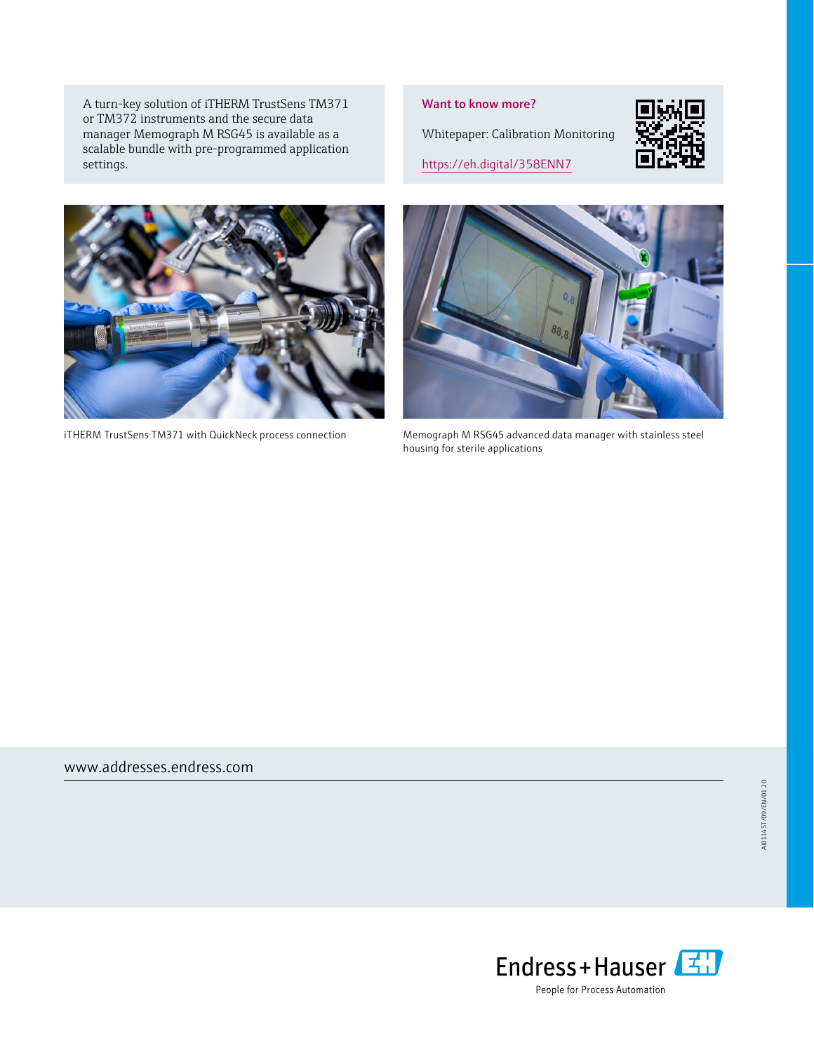A turn-key solution of iTHERM TrustSens TM371 or TM372 instruments and the secure data manager Memograph M RSG45 is available as a scalable bundle with pre-programmed application settings.

**Want to know more?**

Whitepaper: Calibration Monitoring

https://eh.digital/358ENN7

iTHERM TrustSens TM371 with QuickNeck process connection

Memograph M RSG45 advanced data manager with stainless steel housing for sterile applications

www.addresses.endress.com

AI01145T/09/EN/01.20

Endress+Hauser

People for Process Automation